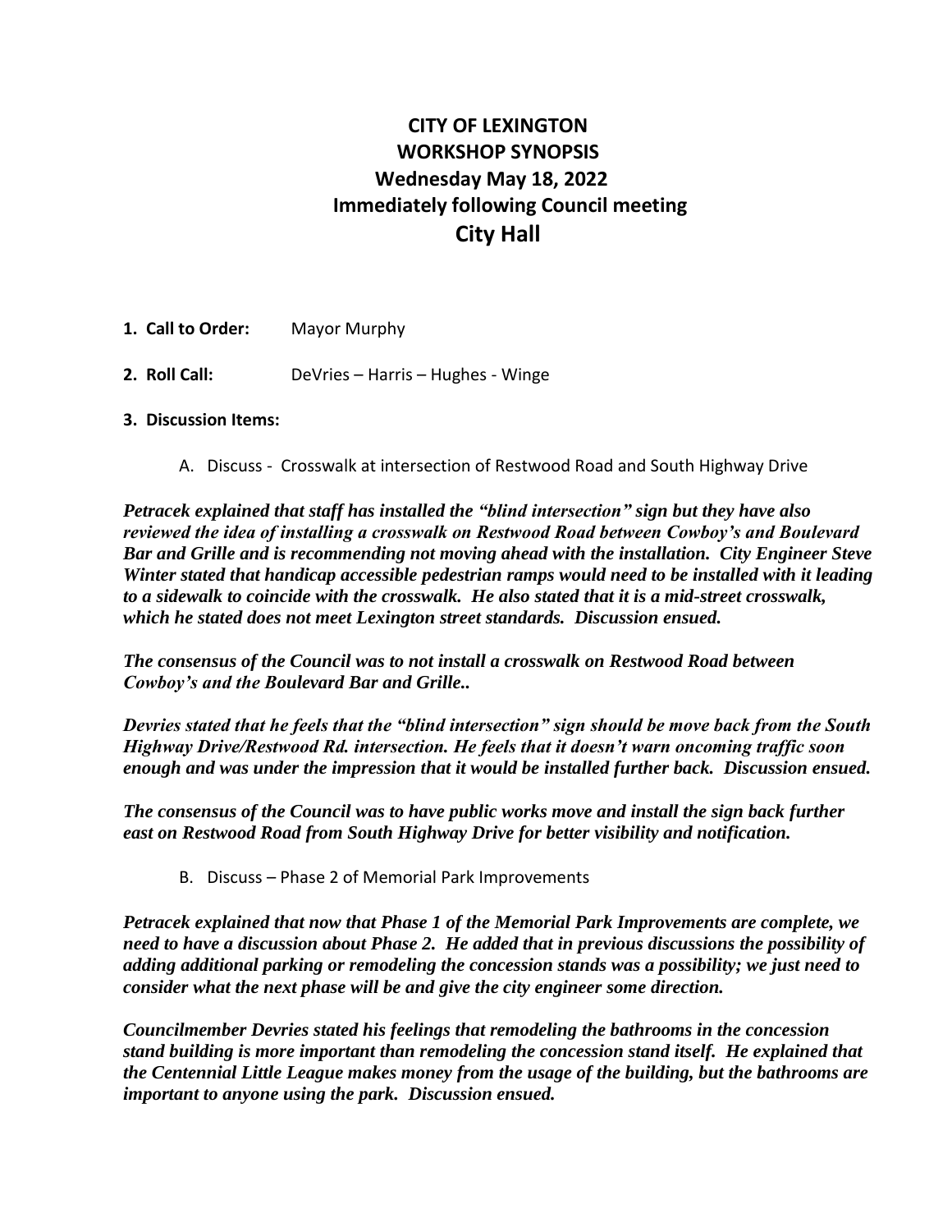# CITY OF LEXINGTON
## WORKSHOP SYNOPSIS
## Wednesday May 18, 2022
## Immediately following Council meeting
## City Hall

1. **Call to Order:** Mayor Murphy

2. **Roll Call:** DeVries – Harris – Hughes - Winge

3. **Discussion Items:**

   A. Discuss - Crosswalk at intersection of Restwood Road and South Highway Drive

***Petracek explained that staff has installed the "blind intersection" sign but they have also reviewed the idea of installing a crosswalk on Restwood Road between Cowboy's and Boulevard Bar and Grille and is recommending not moving ahead with the installation. City Engineer Steve Winter stated that handicap accessible pedestrian ramps would need to be installed with it leading to a sidewalk to coincide with the crosswalk. He also stated that it is a mid-street crosswalk, which he stated does not meet Lexington street standards. Discussion ensued.***

***The consensus of the Council was to not install a crosswalk on Restwood Road between Cowboy's and the Boulevard Bar and Grille..***

***Devries stated that he feels that the "blind intersection" sign should be move back from the South Highway Drive/Restwood Rd. intersection. He feels that it doesn't warn oncoming traffic soon enough and was under the impression that it would be installed further back. Discussion ensued.***

***The consensus of the Council was to have public works move and install the sign back further east on Restwood Road from South Highway Drive for better visibility and notification.***

   B. Discuss – Phase 2 of Memorial Park Improvements

***Petracek explained that now that Phase 1 of the Memorial Park Improvements are complete, we need to have a discussion about Phase 2. He added that in previous discussions the possibility of adding additional parking or remodeling the concession stands was a possibility; we just need to consider what the next phase will be and give the city engineer some direction.***

***Councilmember Devries stated his feelings that remodeling the bathrooms in the concession stand building is more important than remodeling the concession stand itself. He explained that the Centennial Little League makes money from the usage of the building, but the bathrooms are important to anyone using the park. Discussion ensued.***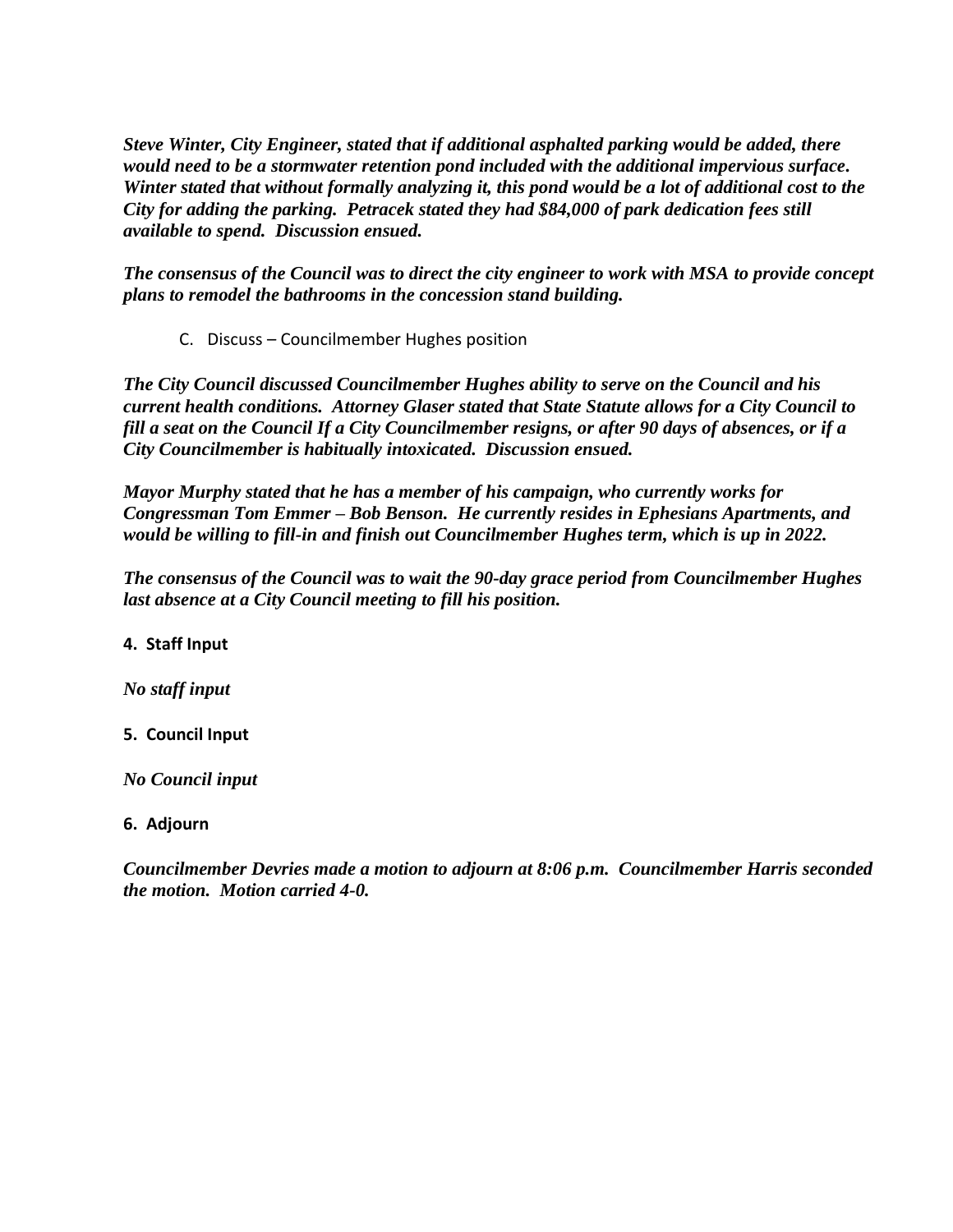***Steve Winter, City Engineer, stated that if additional asphalted parking would be added, there would need to be a stormwater retention pond included with the additional impervious surface. Winter stated that without formally analyzing it, this pond would be a lot of additional cost to the City for adding the parking. Petracek stated they had $84,000 of park dedication fees still available to spend. Discussion ensued.***

***The consensus of the Council was to direct the city engineer to work with MSA to provide concept plans to remodel the bathrooms in the concession stand building.***

C. Discuss – Councilmember Hughes position

***The City Council discussed Councilmember Hughes ability to serve on the Council and his current health conditions. Attorney Glaser stated that State Statute allows for a City Council to fill a seat on the Council If a City Councilmember resigns, or after 90 days of absences, or if a City Councilmember is habitually intoxicated. Discussion ensued.***

***Mayor Murphy stated that he has a member of his campaign, who currently works for Congressman Tom Emmer – Bob Benson. He currently resides in Ephesians Apartments, and would be willing to fill-in and finish out Councilmember Hughes term, which is up in 2022.***

***The consensus of the Council was to wait the 90-day grace period from Councilmember Hughes last absence at a City Council meeting to fill his position.***

**4. Staff Input**

***No staff input***

**5. Council Input**

***No Council input***

**6. Adjourn**

***Councilmember Devries made a motion to adjourn at 8:06 p.m. Councilmember Harris seconded the motion. Motion carried 4-0.***